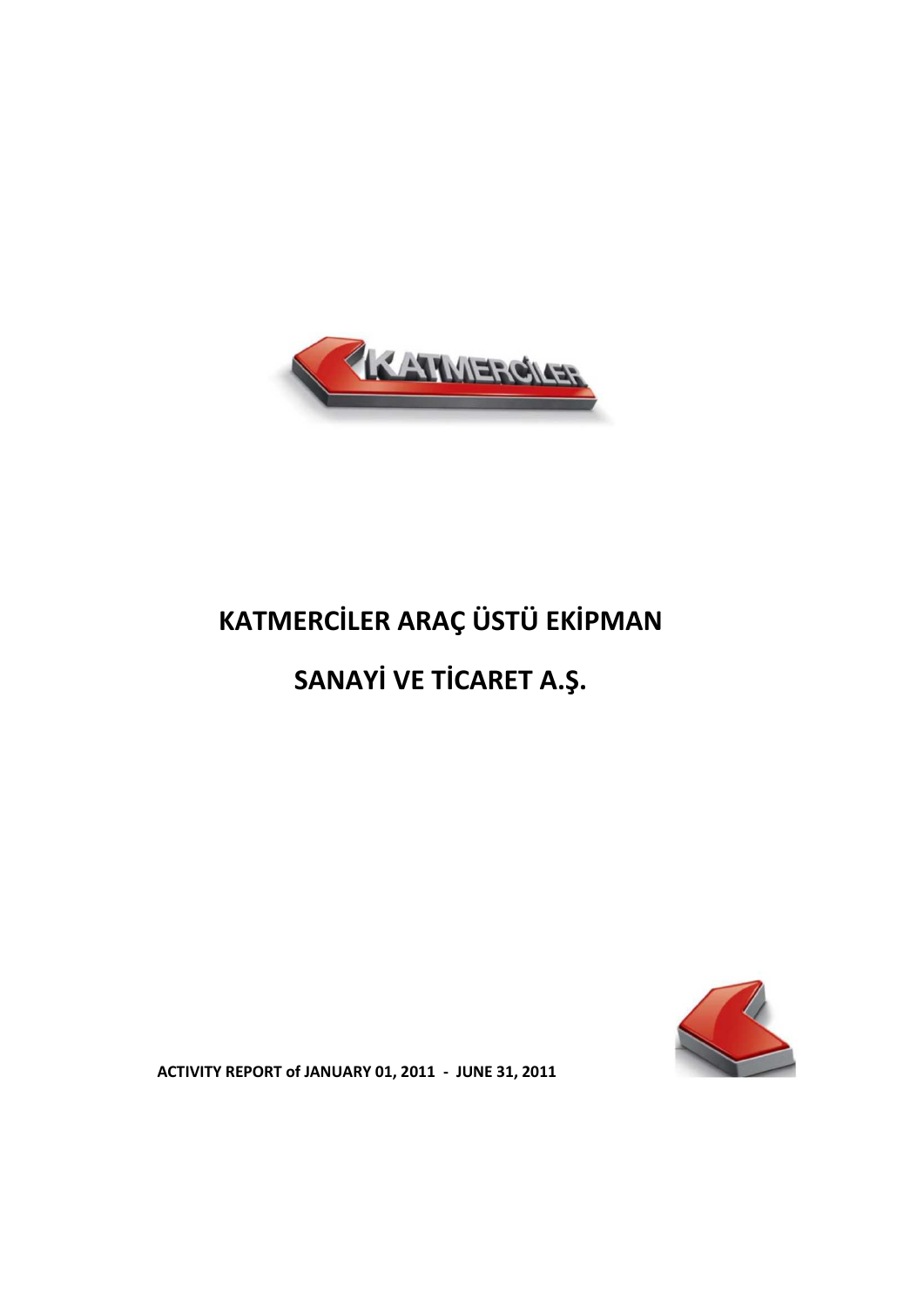# KATMERCİLER ARAÇ ÜSTÜ EKİPMAN

# SANAYİ VE TİCARET A.Ş.

**ACTIVITY REPORT of JANUARY 01, 2011 - JUNE 31, 2011**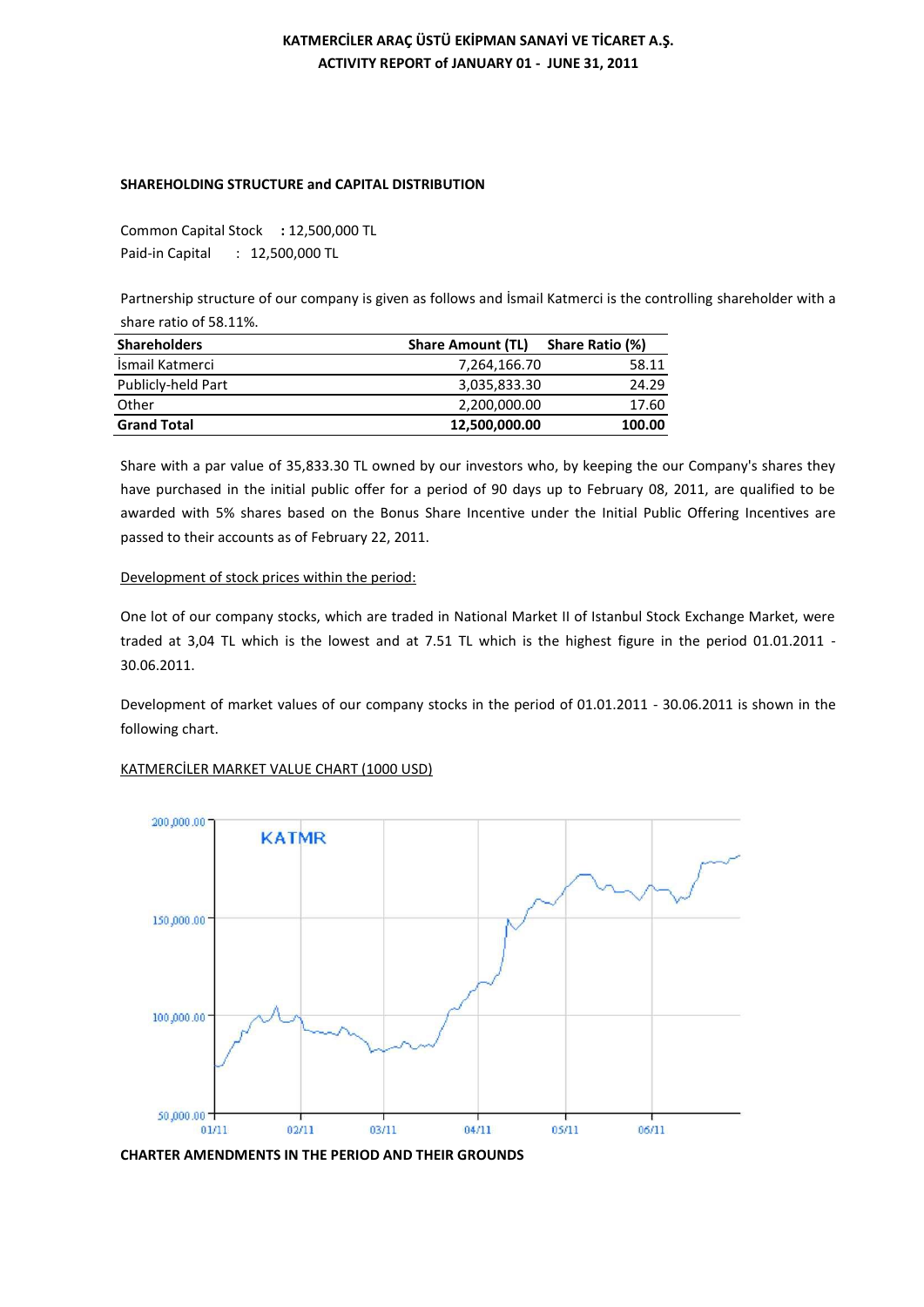# KATMERCİLER ARAÇ ÜSTÜ EKİPMAN SANAYİ VE TİCARET A.Ş.
## ACTIVITY REPORT of JANUARY 01 - JUNE 31, 2011

### SHAREHOLDING STRUCTURE and CAPITAL DISTRIBUTION

Common Capital Stock **:** 12,500,000 TL
Paid-in Capital : 12,500,000 TL

Partnership structure of our company is given as follows and İsmail Katmerci is the controlling shareholder with a share ratio of 58.11%.

| Shareholders | Share Amount (TL) | Share Ratio (%) |
|---|---|---|
| İsmail Katmerci | 7,264,166.70 | 58.11 |
| Publicly-held Part | 3,035,833.30 | 24.29 |
| Other | 2,200,000.00 | 17.60 |
| **Grand Total** | **12,500,000.00** | **100.00** |

Share with a par value of 35,833.30 TL owned by our investors who, by keeping the our Company's shares they have purchased in the initial public offer for a period of 90 days up to February 08, 2011, are qualified to be awarded with 5% shares based on the Bonus Share Incentive under the Initial Public Offering Incentives are passed to their accounts as of February 22, 2011.

Development of stock prices within the period:

One lot of our company stocks, which are traded in National Market II of Istanbul Stock Exchange Market, were traded at 3,04 TL which is the lowest and at 7.51 TL which is the highest figure in the period 01.01.2011 - 30.06.2011.

Development of market values of our company stocks in the period of 01.01.2011 - 30.06.2011 is shown in the following chart.

KATMERCİLER MARKET VALUE CHART (1000 USD)

### CHARTER AMENDMENTS IN THE PERIOD AND THEIR GROUNDS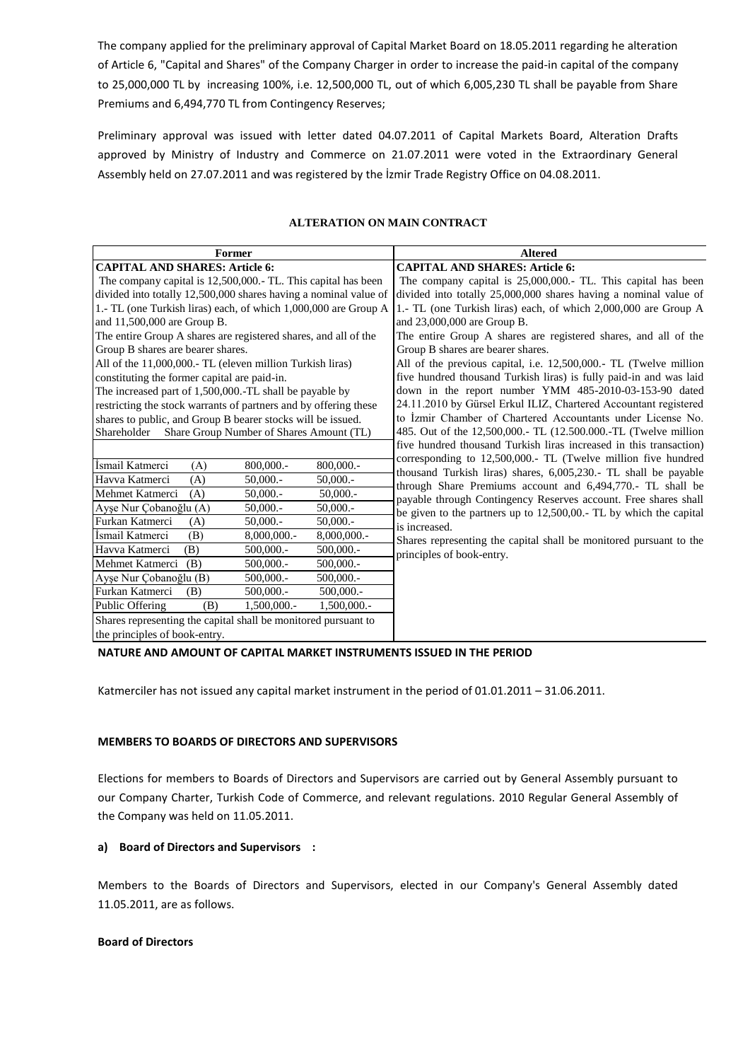The company applied for the preliminary approval of Capital Market Board on 18.05.2011 regarding he alteration of Article 6, "Capital and Shares" of the Company Charger in order to increase the paid-in capital of the company to 25,000,000 TL by increasing 100%, i.e. 12,500,000 TL, out of which 6,005,230 TL shall be payable from Share Premiums and 6,494,770 TL from Contingency Reserves;

Preliminary approval was issued with letter dated 04.07.2011 of Capital Markets Board, Alteration Drafts approved by Ministry of Industry and Commerce on 21.07.2011 were voted in the Extraordinary General Assembly held on 27.07.2011 and was registered by the İzmir Trade Registry Office on 04.08.2011.

**ALTERATION ON MAIN CONTRACT**

| Former | Altered |
|---|---|
| **CAPITAL AND SHARES: Article 6:**<br>The company capital is 12,500,000.- TL. This capital has been divided into totally 12,500,000 shares having a nominal value of 1.- TL (one Turkish liras) each, of which 1,000,000 are Group A and 11,500,000 are Group B.<br>The entire Group A shares are registered shares, and all of the Group B shares are bearer shares.<br>All of the 11,000,000.- TL (eleven million Turkish liras) constituting the former capital are paid-in.<br>The increased part of 1,500,000.-TL shall be payable by restricting the stock warrants of partners and by offering these shares to public, and Group B bearer stocks will be issued. | **CAPITAL AND SHARES: Article 6:**<br>The company capital is 25,000,000.- TL. This capital has been divided into totally 25,000,000 shares having a nominal value of 1.- TL (one Turkish liras) each, of which 2,000,000 are Group A and 23,000,000 are Group B.<br>The entire Group A shares are registered shares, and all of the Group B shares are bearer shares.<br>All of the previous capital, i.e. 12,500,000.- TL (Twelve million five hundred thousand Turkish liras) is fully paid-in and was laid down in the report number YMM 485-2010-03-153-90 dated 24.11.2010 by Gürsel Erkul ILIZ, Chartered Accountant registered to İzmir Chamber of Chartered Accountants under License No. 485. Out of the 12,500,000.- TL (12.500.000.-TL (Twelve million five hundred thousand Turkish liras increased in this transaction) corresponding to 12,500,000.- TL (Twelve million five hundred thousand Turkish liras) shares, 6,005,230.- TL shall be payable through Share Premiums account and 6,494,770.- TL shall be payable through Contingency Reserves account. Free shares shall be given to the partners up to 12,500,00.- TL by which the capital is increased.<br>Shares representing the capital shall be monitored pursuant to the principles of book-entry. |

| Shareholder | Share Group | Number of Shares | Amount (TL) |
|---|---|---|---|
| İsmail Katmerci | (A) | 800,000.- | 800,000.- |
| Havva Katmerci | (A) | 50,000.- | 50,000.- |
| Mehmet Katmerci | (A) | 50,000.- | 50,000.- |
| Ayşe Nur Çobanoğlu | (A) | 50,000.- | 50,000.- |
| Furkan Katmerci | (A) | 50,000.- | 50,000.- |
| İsmail Katmerci | (B) | 8,000,000.- | 8,000,000.- |
| Havva Katmerci | (B) | 500,000.- | 500,000.- |
| Mehmet Katmerci | (B) | 500,000.- | 500,000.- |
| Ayşe Nur Çobanoğlu | (B) | 500,000.- | 500,000.- |
| Furkan Katmerci | (B) | 500,000.- | 500,000.- |
| Public Offering | (B) | 1,500,000.- | 1,500,000.- |

Shares representing the capital shall be monitored pursuant to the principles of book-entry.

**NATURE AND AMOUNT OF CAPITAL MARKET INSTRUMENTS ISSUED IN THE PERIOD**

Katmerciler has not issued any capital market instrument in the period of 01.01.2011 – 31.06.2011.

**MEMBERS TO BOARDS OF DIRECTORS AND SUPERVISORS**

Elections for members to Boards of Directors and Supervisors are carried out by General Assembly pursuant to our Company Charter, Turkish Code of Commerce, and relevant regulations. 2010 Regular General Assembly of the Company was held on 11.05.2011.

**a) Board of Directors and Supervisors :**

Members to the Boards of Directors and Supervisors, elected in our Company's General Assembly dated 11.05.2011, are as follows.

**Board of Directors**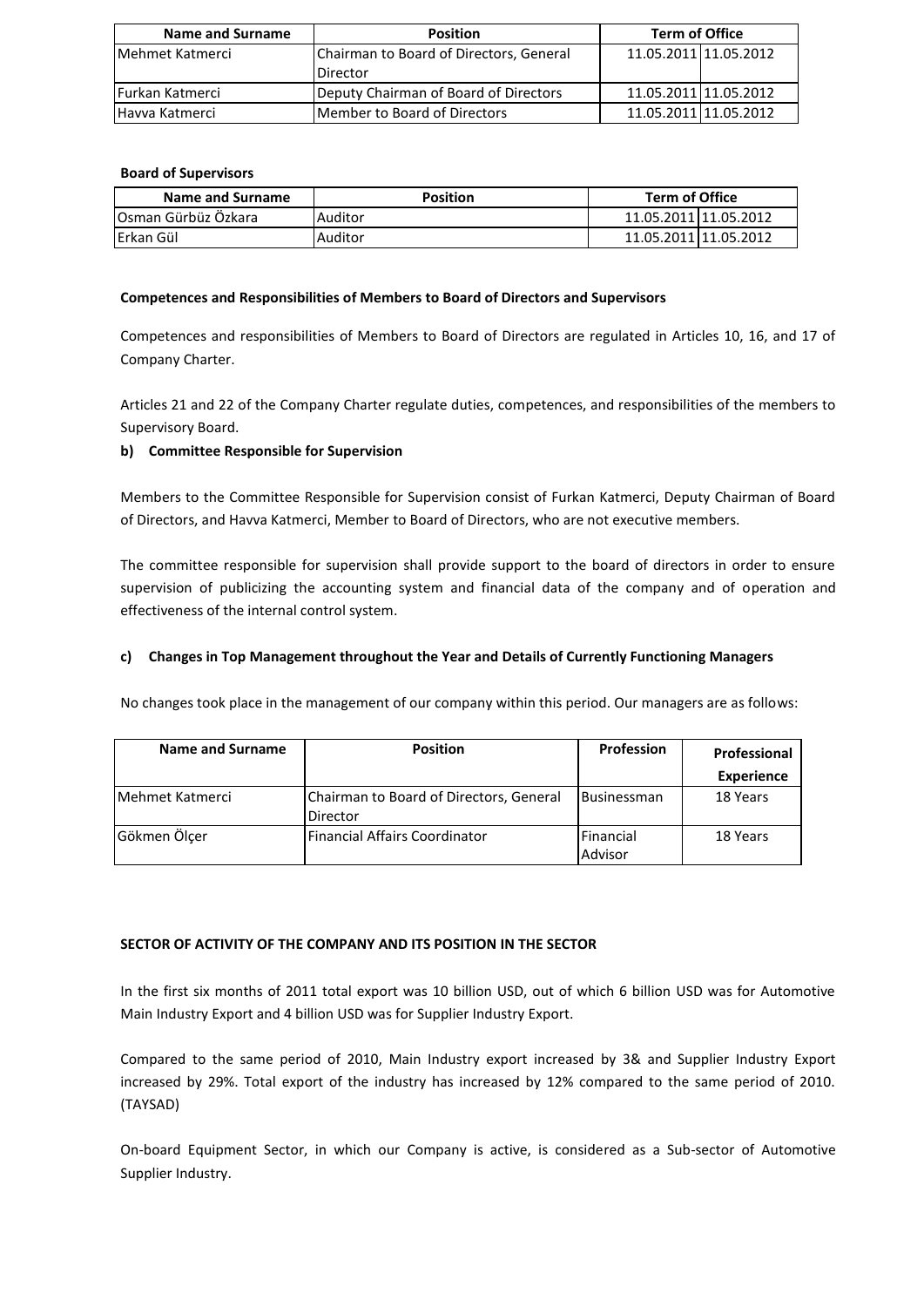| Name and Surname | Position | Term of Office | |
|---|---|---|---|
| Mehmet Katmerci | Chairman to Board of Directors, General Director | 11.05.2011 | 11.05.2012 |
| Furkan Katmerci | Deputy Chairman of Board of Directors | 11.05.2011 | 11.05.2012 |
| Havva Katmerci | Member to Board of Directors | 11.05.2011 | 11.05.2012 |

**Board of Supervisors**

| Name and Surname | Position | Term of Office | |
|---|---|---|---|
| Osman Gürbüz Özkara | Auditor | 11.05.2011 | 11.05.2012 |
| Erkan Gül | Auditor | 11.05.2011 | 11.05.2012 |

**Competences and Responsibilities of Members to Board of Directors and Supervisors**

Competences and responsibilities of Members to Board of Directors are regulated in Articles 10, 16, and 17 of Company Charter.

Articles 21 and 22 of the Company Charter regulate duties, competences, and responsibilities of the members to Supervisory Board.

**b) Committee Responsible for Supervision**

Members to the Committee Responsible for Supervision consist of Furkan Katmerci, Deputy Chairman of Board of Directors, and Havva Katmerci, Member to Board of Directors, who are not executive members.

The committee responsible for supervision shall provide support to the board of directors in order to ensure supervision of publicizing the accounting system and financial data of the company and of operation and effectiveness of the internal control system.

**c) Changes in Top Management throughout the Year and Details of Currently Functioning Managers**

No changes took place in the management of our company within this period. Our managers are as follows:

| Name and Surname | Position | Profession | Professional Experience |
|---|---|---|---|
| Mehmet Katmerci | Chairman to Board of Directors, General Director | Businessman | 18 Years |
| Gökmen Ölçer | Financial Affairs Coordinator | Financial Advisor | 18 Years |

**SECTOR OF ACTIVITY OF THE COMPANY AND ITS POSITION IN THE SECTOR**

In the first six months of 2011 total export was 10 billion USD, out of which 6 billion USD was for Automotive Main Industry Export and 4 billion USD was for Supplier Industry Export.

Compared to the same period of 2010, Main Industry export increased by 3& and Supplier Industry Export increased by 29%. Total export of the industry has increased by 12% compared to the same period of 2010. (TAYSAD)

On-board Equipment Sector, in which our Company is active, is considered as a Sub-sector of Automotive Supplier Industry.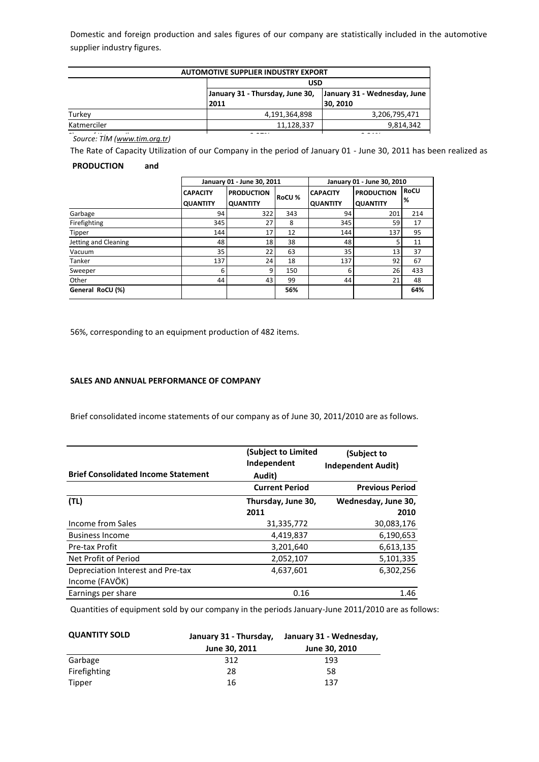Domestic and foreign production and sales figures of our company are statistically included in the automotive supplier industry figures.

| AUTOMOTIVE SUPPLIER INDUSTRY EXPORT | | |
|---|---|---|
| | USD | |
| | January 31 - Thursday, June 30, 2011 | January 31 - Wednesday, June 30, 2010 |
| Turkey | 4,191,364,898 | 3,206,795,471 |
| Katmerciler | 11,128,337 | 9,814,342 |

*Source: TİM (www.tim.org.tr)*

The Rate of Capacity Utilization of our Company in the period of January 01 - June 30, 2011 has been realized as

**PRODUCTION and**

| | January 01 - June 30, 2011 | | | January 01 - June 30, 2010 | | |
|---|---|---|---|---|---|---|
| | CAPACITY QUANTITY | PRODUCTION QUANTITY | RoCU % | CAPACITY QUANTITY | PRODUCTION QUANTITY | RoCU % |
| Garbage | 94 | 322 | 343 | 94 | 201 | 214 |
| Firefighting | 345 | 27 | 8 | 345 | 59 | 17 |
| Tipper | 144 | 17 | 12 | 144 | 137 | 95 |
| Jetting and Cleaning | 48 | 18 | 38 | 48 | 5 | 11 |
| Vacuum | 35 | 22 | 63 | 35 | 13 | 37 |
| Tanker | 137 | 24 | 18 | 137 | 92 | 67 |
| Sweeper | 6 | 9 | 150 | 6 | 26 | 433 |
| Other | 44 | 43 | 99 | 44 | 21 | 48 |
| **General RoCU (%)** | | | **56%** | | | **64%** |

56%, corresponding to an equipment production of 482 items.

**SALES AND ANNUAL PERFORMANCE OF COMPANY**

Brief consolidated income statements of our company as of June 30, 2011/2010 are as follows.

| Brief Consolidated Income Statement | (Subject to Limited Independent Audit) | (Subject to Independent Audit) |
|---|---|---|
| | Current Period | Previous Period |
| (TL) | Thursday, June 30, 2011 | Wednesday, June 30, 2010 |
| Income from Sales | 31,335,772 | 30,083,176 |
| Business Income | 4,419,837 | 6,190,653 |
| Pre-tax Profit | 3,201,640 | 6,613,135 |
| Net Profit of Period | 2,052,107 | 5,101,335 |
| Depreciation Interest and Pre-tax Income (FAVÖK) | 4,637,601 | 6,302,256 |
| Earnings per share | 0.16 | 1.46 |

Quantities of equipment sold by our company in the periods January-June 2011/2010 are as follows:

| QUANTITY SOLD | January 31 - Thursday, June 30, 2011 | January 31 - Wednesday, June 30, 2010 |
|---|---|---|
| Garbage | 312 | 193 |
| Firefighting | 28 | 58 |
| Tipper | 16 | 137 |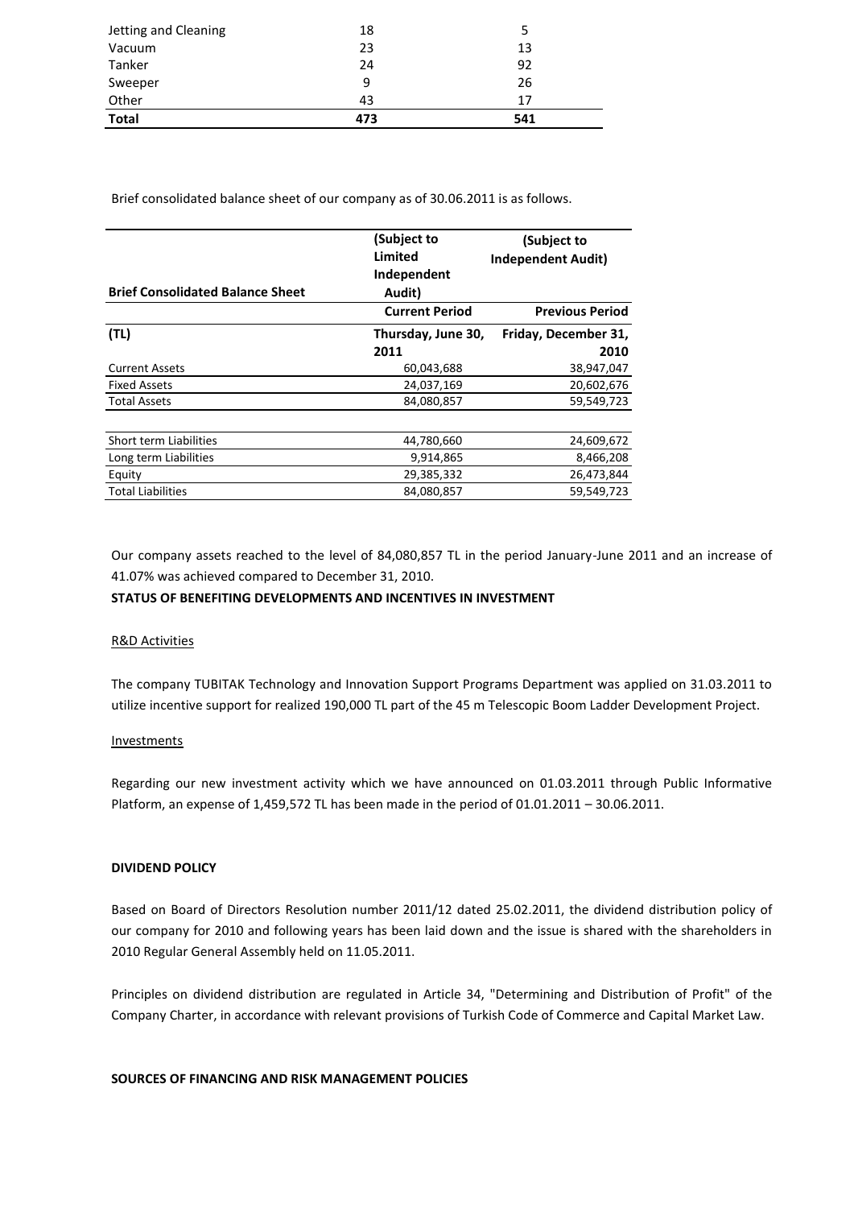| | | |
|---|---|---|
| Jetting and Cleaning | 18 | 5 |
| Vacuum | 23 | 13 |
| Tanker | 24 | 92 |
| Sweeper | 9 | 26 |
| Other | 43 | 17 |
| **Total** | **473** | **541** |

Brief consolidated balance sheet of our company as of 30.06.2011 is as follows.

| **Brief Consolidated Balance Sheet** | **(Subject to Limited Independent Audit)** | **(Subject to Independent Audit)** |
|---|---|---|
| | **Current Period** | **Previous Period** |
| **(TL)** | **Thursday, June 30, 2011** | **Friday, December 31, 2010** |
| Current Assets | 60,043,688 | 38,947,047 |
| Fixed Assets | 24,037,169 | 20,602,676 |
| Total Assets | 84,080,857 | 59,549,723 |
| | | |
| Short term Liabilities | 44,780,660 | 24,609,672 |
| Long term Liabilities | 9,914,865 | 8,466,208 |
| Equity | 29,385,332 | 26,473,844 |
| Total Liabilities | 84,080,857 | 59,549,723 |

Our company assets reached to the level of 84,080,857 TL in the period January-June 2011 and an increase of 41.07% was achieved compared to December 31, 2010.

**STATUS OF BENEFITING DEVELOPMENTS AND INCENTIVES IN INVESTMENT**

R&D Activities

The company TUBITAK Technology and Innovation Support Programs Department was applied on 31.03.2011 to utilize incentive support for realized 190,000 TL part of the 45 m Telescopic Boom Ladder Development Project.

Investments

Regarding our new investment activity which we have announced on 01.03.2011 through Public Informative Platform, an expense of 1,459,572 TL has been made in the period of 01.01.2011 – 30.06.2011.

**DIVIDEND POLICY**

Based on Board of Directors Resolution number 2011/12 dated 25.02.2011, the dividend distribution policy of our company for 2010 and following years has been laid down and the issue is shared with the shareholders in 2010 Regular General Assembly held on 11.05.2011.

Principles on dividend distribution are regulated in Article 34, "Determining and Distribution of Profit" of the Company Charter, in accordance with relevant provisions of Turkish Code of Commerce and Capital Market Law.

**SOURCES OF FINANCING AND RISK MANAGEMENT POLICIES**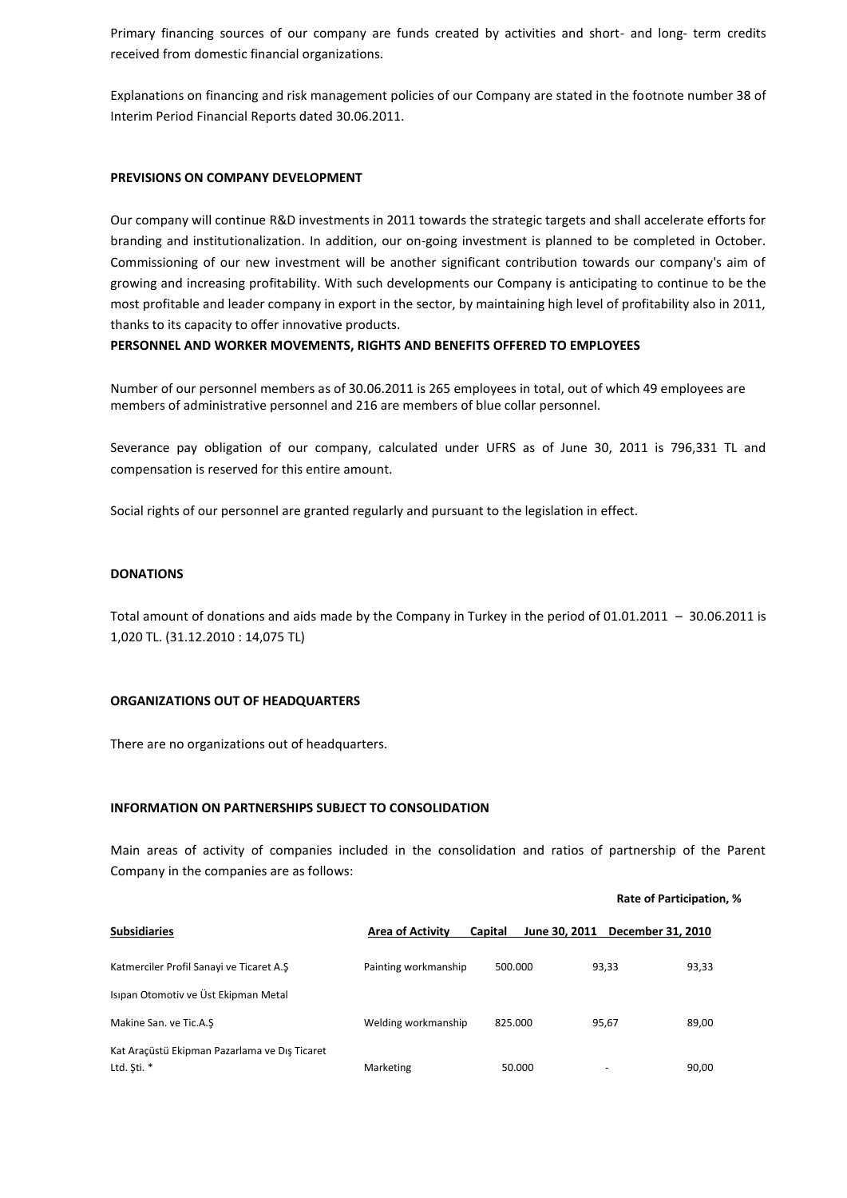Primary financing sources of our company are funds created by activities and short- and long- term credits received from domestic financial organizations.

Explanations on financing and risk management policies of our Company are stated in the footnote number 38 of Interim Period Financial Reports dated 30.06.2011.

**PREVISIONS ON COMPANY DEVELOPMENT**

Our company will continue R&D investments in 2011 towards the strategic targets and shall accelerate efforts for branding and institutionalization. In addition, our on-going investment is planned to be completed in October. Commissioning of our new investment will be another significant contribution towards our company's aim of growing and increasing profitability. With such developments our Company is anticipating to continue to be the most profitable and leader company in export in the sector, by maintaining high level of profitability also in 2011, thanks to its capacity to offer innovative products.

**PERSONNEL AND WORKER MOVEMENTS, RIGHTS AND BENEFITS OFFERED TO EMPLOYEES**

Number of our personnel members as of 30.06.2011 is 265 employees in total, out of which 49 employees are members of administrative personnel and 216 are members of blue collar personnel.

Severance pay obligation of our company, calculated under UFRS as of June 30, 2011 is 796,331 TL and compensation is reserved for this entire amount.

Social rights of our personnel are granted regularly and pursuant to the legislation in effect.

**DONATIONS**

Total amount of donations and aids made by the Company in Turkey in the period of 01.01.2011 – 30.06.2011 is 1,020 TL. (31.12.2010 : 14,075 TL)

**ORGANIZATIONS OUT OF HEADQUARTERS**

There are no organizations out of headquarters.

**INFORMATION ON PARTNERSHIPS SUBJECT TO CONSOLIDATION**

Main areas of activity of companies included in the consolidation and ratios of partnership of the Parent Company in the companies are as follows:

| | | | Rate of Participation, % | |
|---|---|---|---|---|
| **Subsidiaries** | **Area of Activity** | **Capital** | **June 30, 2011** | **December 31, 2010** |
| Katmerciler Profil Sanayi ve Ticaret A.Ş | Painting workmanship | 500.000 | 93,33 | 93,33 |
| Isıpan Otomotiv ve Üst Ekipman Metal Makine San. ve Tic.A.Ş | Welding workmanship | 825.000 | 95,67 | 89,00 |
| Kat Araçüstü Ekipman Pazarlama ve Dış Ticaret Ltd. Şti. * | Marketing | 50.000 | - | 90,00 |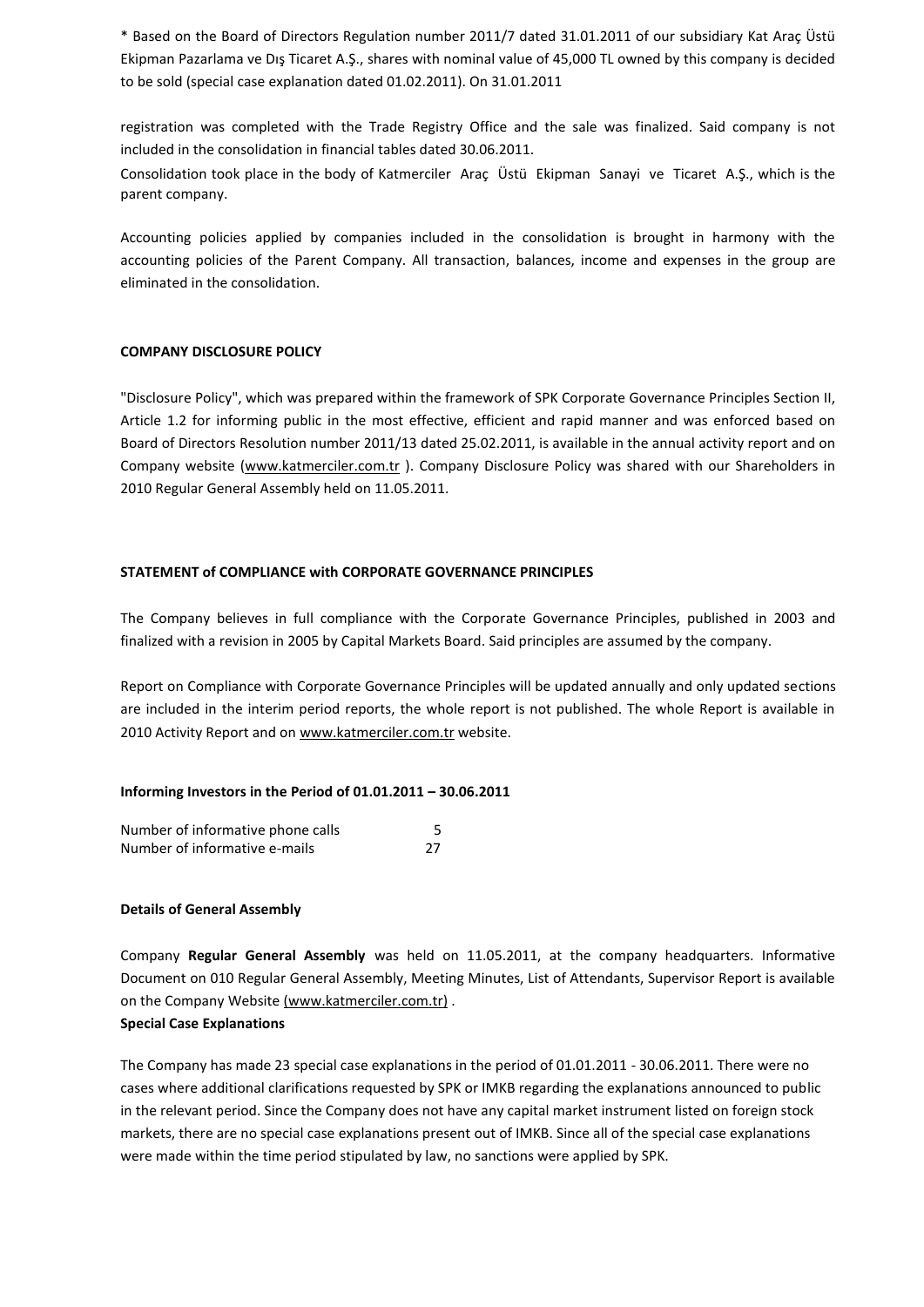* Based on the Board of Directors Regulation number 2011/7 dated 31.01.2011 of our subsidiary Kat Araç Üstü Ekipman Pazarlama ve Dış Ticaret A.Ş., shares with nominal value of 45,000 TL owned by this company is decided to be sold (special case explanation dated 01.02.2011). On 31.01.2011

registration was completed with the Trade Registry Office and the sale was finalized. Said company is not included in the consolidation in financial tables dated 30.06.2011.

Consolidation took place in the body of Katmerciler Araç Üstü Ekipman Sanayi ve Ticaret A.Ş., which is the parent company.

Accounting policies applied by companies included in the consolidation is brought in harmony with the accounting policies of the Parent Company. All transaction, balances, income and expenses in the group are eliminated in the consolidation.

**COMPANY DISCLOSURE POLICY**

"Disclosure Policy", which was prepared within the framework of SPK Corporate Governance Principles Section II, Article 1.2 for informing public in the most effective, efficient and rapid manner and was enforced based on Board of Directors Resolution number 2011/13 dated 25.02.2011, is available in the annual activity report and on Company website (www.katmerciler.com.tr ). Company Disclosure Policy was shared with our Shareholders in 2010 Regular General Assembly held on 11.05.2011.

**STATEMENT of COMPLIANCE with CORPORATE GOVERNANCE PRINCIPLES**

The Company believes in full compliance with the Corporate Governance Principles, published in 2003 and finalized with a revision in 2005 by Capital Markets Board. Said principles are assumed by the company.

Report on Compliance with Corporate Governance Principles will be updated annually and only updated sections are included in the interim period reports, the whole report is not published. The whole Report is available in 2010 Activity Report and on www.katmerciler.com.tr website.

**Informing Investors in the Period of 01.01.2011 – 30.06.2011**

| | |
|---|---|
| Number of informative phone calls | 5 |
| Number of informative e-mails | 27 |

**Details of General Assembly**

Company **Regular General Assembly** was held on 11.05.2011, at the company headquarters. Informative Document on 010 Regular General Assembly, Meeting Minutes, List of Attendants, Supervisor Report is available on the Company Website (www.katmerciler.com.tr) .

**Special Case Explanations**

The Company has made 23 special case explanations in the period of 01.01.2011 - 30.06.2011. There were no cases where additional clarifications requested by SPK or IMKB regarding the explanations announced to public in the relevant period. Since the Company does not have any capital market instrument listed on foreign stock markets, there are no special case explanations present out of IMKB. Since all of the special case explanations were made within the time period stipulated by law, no sanctions were applied by SPK.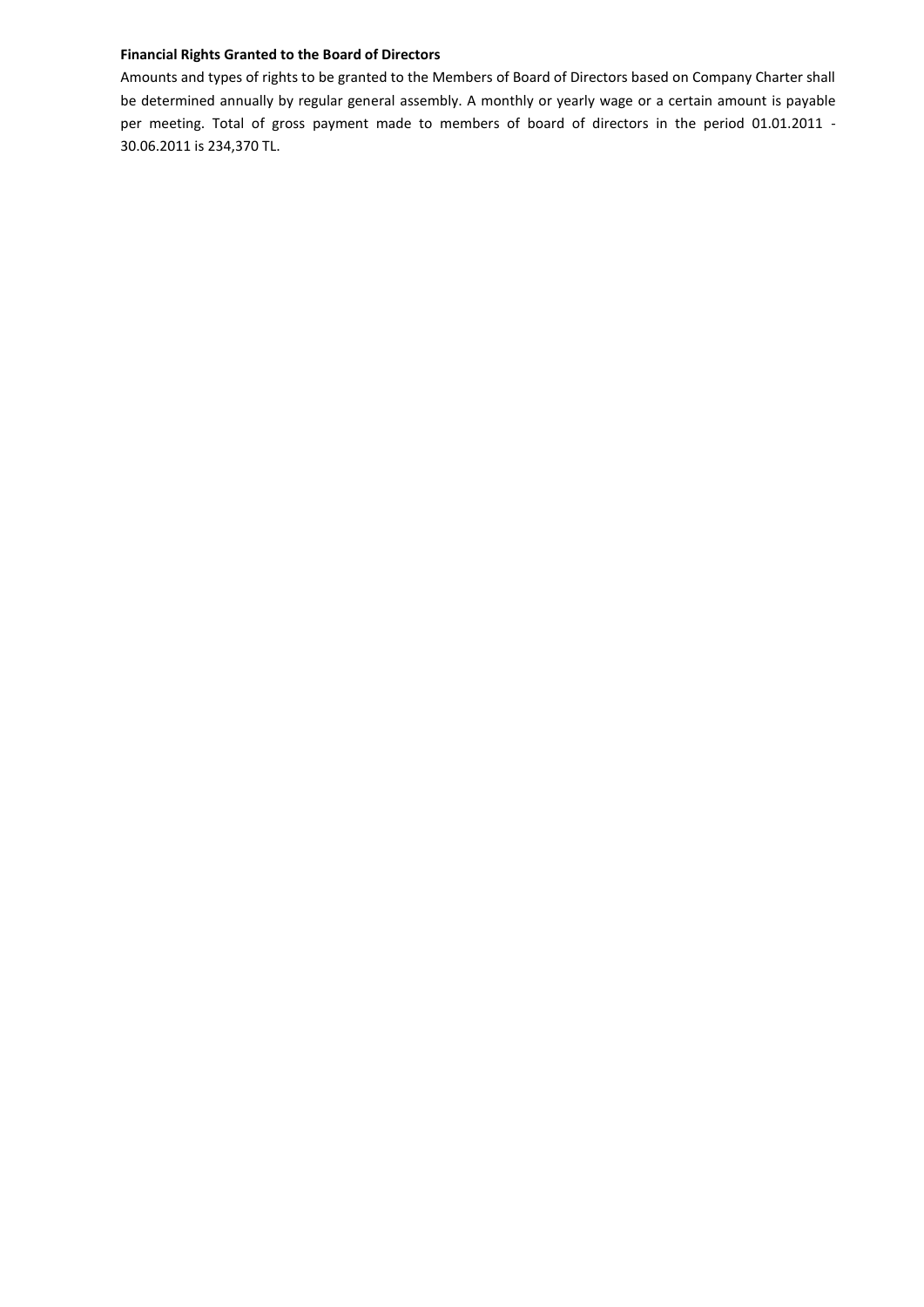**Financial Rights Granted to the Board of Directors**

Amounts and types of rights to be granted to the Members of Board of Directors based on Company Charter shall be determined annually by regular general assembly. A monthly or yearly wage or a certain amount is payable per meeting. Total of gross payment made to members of board of directors in the period 01.01.2011 - 30.06.2011 is 234,370 TL.